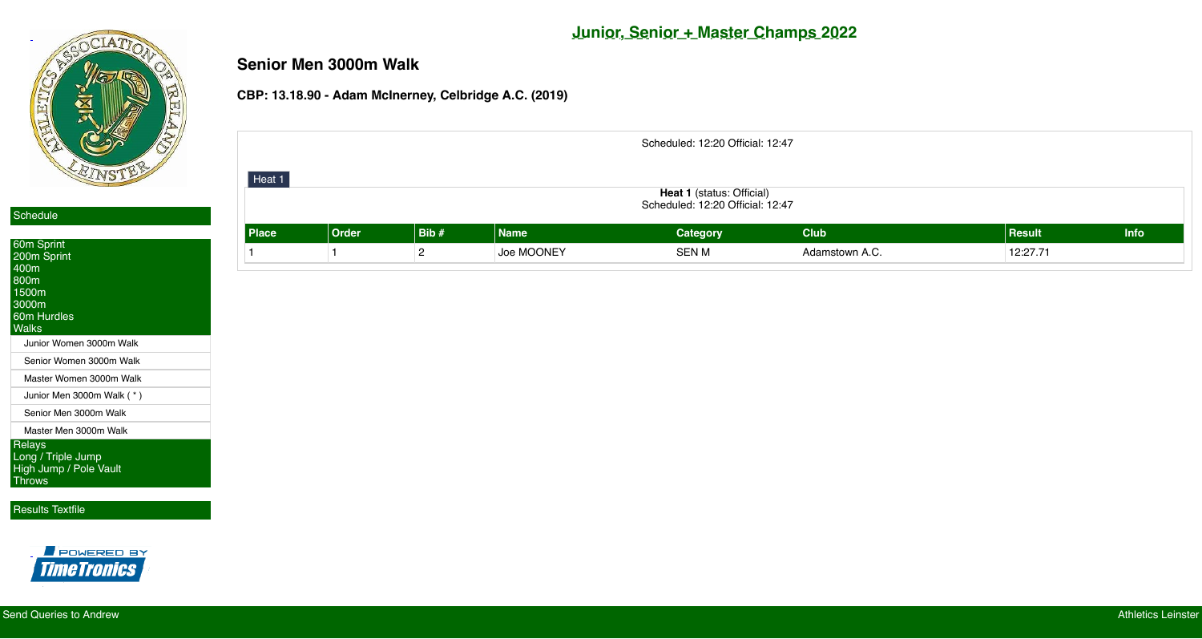## Junior, Senior + Master Champs 2022

# Senior Men 3000m Walk

### CBP: 13.18.90 - Adam McInerney, Celbridge A.C. (2019)

Scheduled: 12:20 Official: 12:47

Heat 1

**Heat 1** (status: Official)
Scheduled: 12:20 Official: 12:47

| Place | Order | Bib # | Name | Category | Club | Result | Info |
|---|---|---|---|---|---|---|---|
| 1 | 1 | 2 | Joe MOONEY | SEN M | Adamstown A.C. | 12:27.71 | |

Schedule

- 60m Sprint
- 200m Sprint
- 400m
- 800m
- 1500m
- 3000m
- 60m Hurdles
- Walks
  - Junior Women 3000m Walk
  - Senior Women 3000m Walk
  - Master Women 3000m Walk
  - Junior Men 3000m Walk ( * )
  - Senior Men 3000m Walk
  - Master Men 3000m Walk
- Relays
- Long / Triple Jump
- High Jump / Pole Vault
- Throws

Results Textfile

Send Queries to Andrew

Athletics Leinster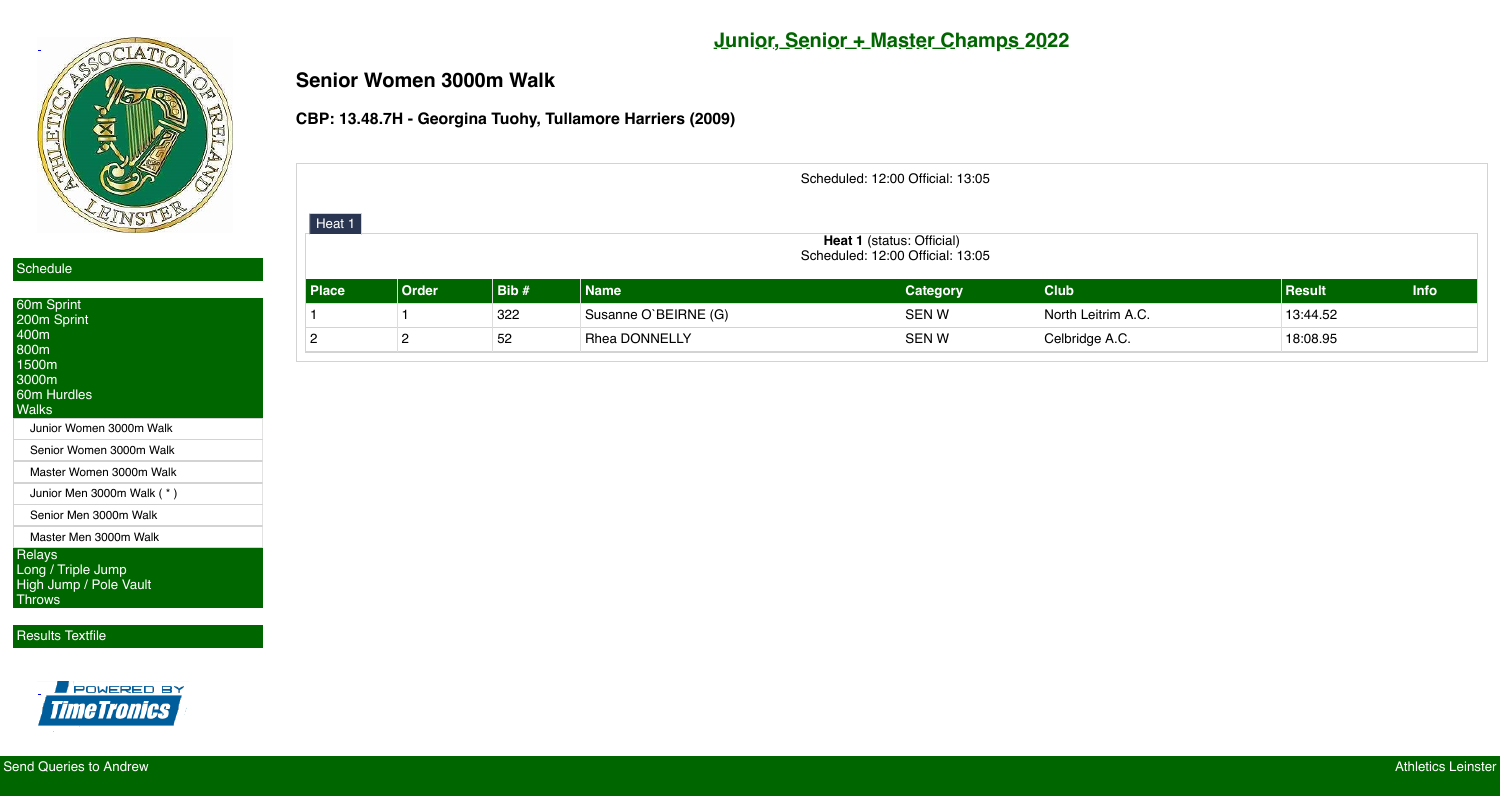## Junior, Senior + Master Champs 2022

# Senior Women 3000m Walk

### CBP: 13.48.7H - Georgina Tuohy, Tullamore Harriers (2009)

Scheduled: 12:00 Official: 13:05

Heat 1

**Heat 1** (status: Official)
Scheduled: 12:00 Official: 13:05

| Place | Order | Bib # | Name | Category | Club | Result | Info |
|---|---|---|---|---|---|---|---|
| 1 | 1 | 322 | Susanne O`BEIRNE (G) | SEN W | North Leitrim A.C. | 13:44.52 | |
| 2 | 2 | 52 | Rhea DONNELLY | SEN W | Celbridge A.C. | 18:08.95 | |

Schedule

60m Sprint
200m Sprint
400m
800m
1500m
3000m
60m Hurdles
Walks

- Junior Women 3000m Walk
- Senior Women 3000m Walk
- Master Women 3000m Walk
- Junior Men 3000m Walk ( * )
- Senior Men 3000m Walk
- Master Men 3000m Walk

Relays
Long / Triple Jump
High Jump / Pole Vault
Throws

Results Textfile

Send Queries to Andrew

Athletics Leinster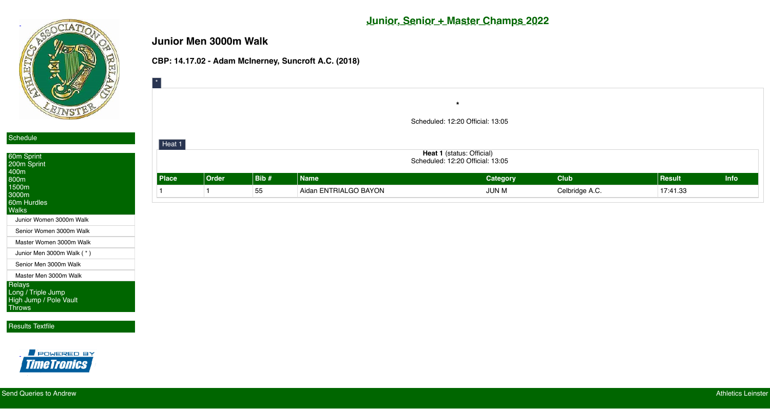## Junior, Senior + Master Champs 2022

# Junior Men 3000m Walk

**CBP: 14.17.02 - Adam McInerney, Suncroft A.C. (2018)**

*

Scheduled: 12:20 Official: 13:05

Heat 1

**Heat 1** (status: Official)
Scheduled: 12:20 Official: 13:05

| Place | Order | Bib # | Name | Category | Club | Result | Info |
|---|---|---|---|---|---|---|---|
| 1 | 1 | 55 | Aidan ENTRIALGO BAYON | JUN M | Celbridge A.C. | 17:41.33 | |

Schedule

- 60m Sprint
- 200m Sprint
- 400m
- 800m
- 1500m
- 3000m
- 60m Hurdles
- Walks
  - Junior Women 3000m Walk
  - Senior Women 3000m Walk
  - Master Women 3000m Walk
  - Junior Men 3000m Walk ( * )
  - Senior Men 3000m Walk
  - Master Men 3000m Walk
- Relays
- Long / Triple Jump
- High Jump / Pole Vault
- Throws

Results Textfile

Send Queries to Andrew

Athletics Leinster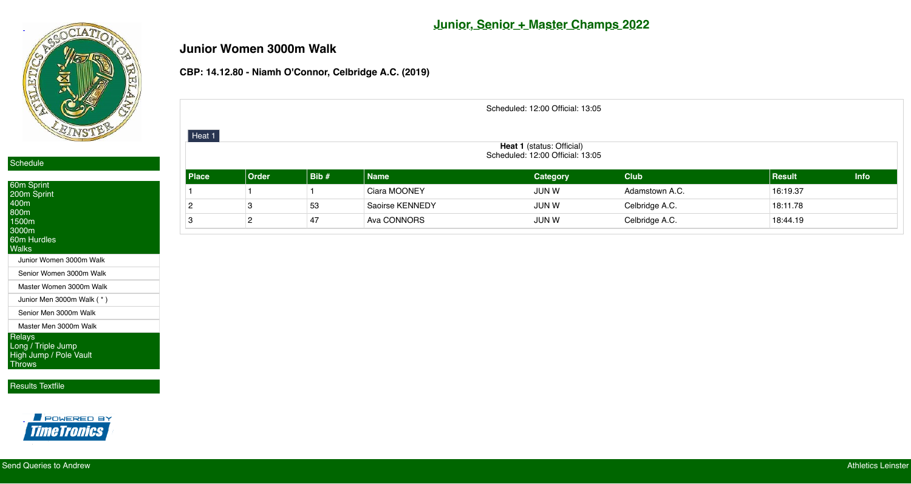# Junior, Senior + Master Champs 2022

## Junior Women 3000m Walk

### CBP: 14.12.80 - Niamh O'Connor, Celbridge A.C. (2019)

Scheduled: 12:00 Official: 13:05

Heat 1

**Heat 1** (status: Official)
Scheduled: 12:00 Official: 13:05

| Place | Order | Bib # | Name | Category | Club | Result | Info |
|---|---|---|---|---|---|---|---|
| 1 | 1 | 1 | Ciara MOONEY | JUN W | Adamstown A.C. | 16:19.37 | |
| 2 | 3 | 53 | Saoirse KENNEDY | JUN W | Celbridge A.C. | 18:11.78 | |
| 3 | 2 | 47 | Ava CONNORS | JUN W | Celbridge A.C. | 18:44.19 | |

Schedule

- 60m Sprint
- 200m Sprint
- 400m
- 800m
- 1500m
- 3000m
- 60m Hurdles
- Walks
  - Junior Women 3000m Walk
  - Senior Women 3000m Walk
  - Master Women 3000m Walk
  - Junior Men 3000m Walk ( * )
  - Senior Men 3000m Walk
  - Master Men 3000m Walk
- Relays
- Long / Triple Jump
- High Jump / Pole Vault
- Throws

Results Textfile

Send Queries to Andrew

Athletics Leinster